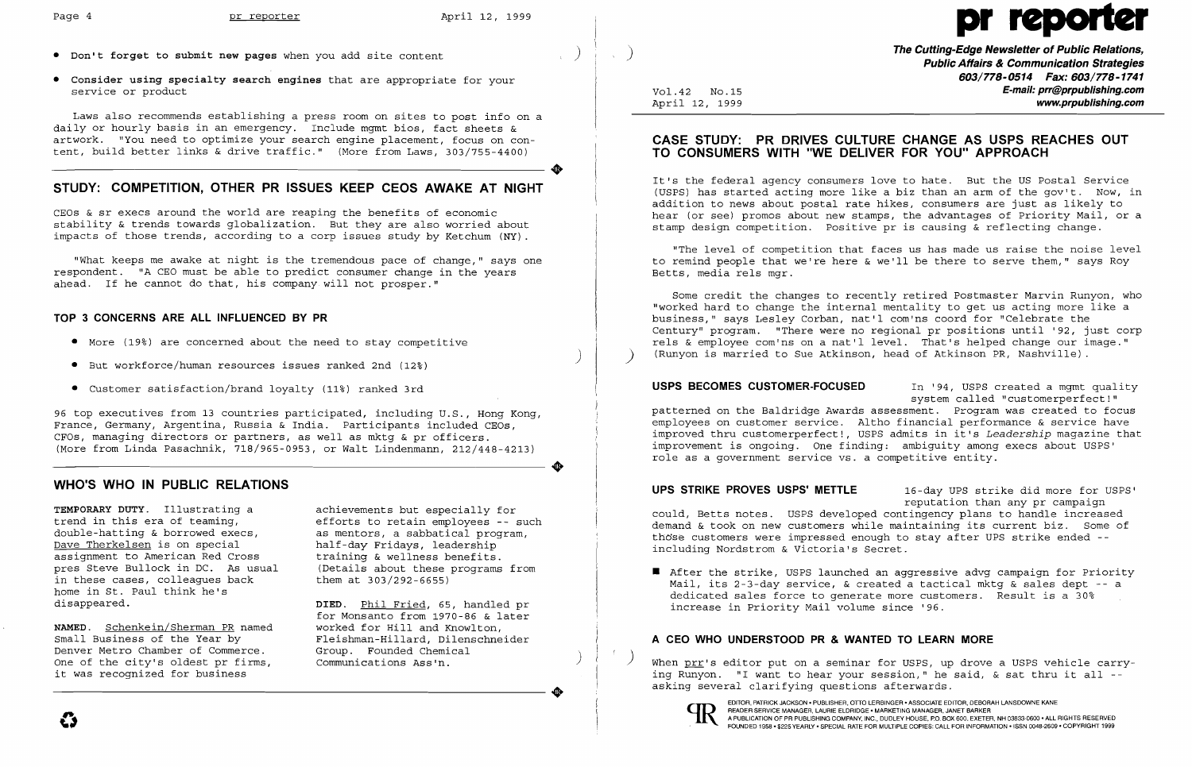- **Don't forget to submit new pages** when you add site content
- **Consider using specialty search engines** that are appropriate for your service or product

Laws also recommends establishing a press room on sites to post info on a daily or hourly basis in an emergency. Include mgmt bios, fact sheets & artwork. "You need to optimize your search engine placement, focus on content, build better links & drive traffic." (More from Laws, 303/755-4400)

## STUDY: COMPETITION, OTHER PR ISSUES KEEP CEOS AWAKE AT NIGHT

CEOs & sr execs around the world are reaping the benefits of economic stability & trends towards globalization. But they are also worried about impacts of those trends, according to a corp issues study by Ketchum (NY).

"What keeps me awake at night is the tremendous pace of change," says one respondent. "A CEO must be able to predict consumer change in the years ahead. If he cannot do that, his company will not prosper."

### TOP 3 CONCERNS ARE ALL INFLUENCED BY PR

- More (19%) are concerned about the need to stay competitive
- But workforce/human resources issues ranked 2nd (12%)
- Customer satisfaction/brand loyalty (11%) ranked 3rd

96 top executives from 13 countries participated, including U.S., Hong Kong, France, Germany, Argentina, Russia & India. Participants included CEOs, CFOs, managing directors or partners, as well as mktg & pr officers. (More from Linda Pasachnik, 718/965-0953, or Walt Lindenmann, 212/448-4213)

## WHO'S WHO IN PUBLIC RELATIONS

**TEMPORARY DUTY.** Illustrating a trend in this era of teaming, double-hatting & borrowed execs, Dave Therkelsen is on special assignment to American Red Cross pres Steve Bullock in DC. As usual in these cases, colleagues back home in St. Paul think he's disappeared.

**NAMED.** Schenkein/Sherman PR named Small Business of the Year by Denver Metro Chamber of Commerce. One of the city's oldest pr firms, it was recognized for business achievements but especially for efforts to retain employees -- such as mentors, a sabbatical program, half-day Fridays, leadership training & wellness benefits. (Details about these programs from them at 303/292-6655)

**DIED.** Phil Fried, 65, handled pr for Monsanto from 1970-86 & later worked for Hill and Knowlton, Fleishman-Hillard, Dilenschneider Group. Founded Chemical Communications Ass'n.

# pr reporter

**The Cutting-Edge Newsletter of Public Relations, Public Affairs & Communication Strategies**
**603/778-0514 Fax: 603/778-1741**
**E-mail: prr@prpublishing.com**
**www.prpublishing.com**

Vol.42 No.15
April 12, 1999

## CASE STUDY: PR DRIVES CULTURE CHANGE AS USPS REACHES OUT TO CONSUMERS WITH "WE DELIVER FOR YOU" APPROACH

It's the federal agency consumers love to hate. But the US Postal Service (USPS) has started acting more like a biz than an arm of the gov't. Now, in addition to news about postal rate hikes, consumers are just as likely to hear (or see) promos about new stamps, the advantages of Priority Mail, or a stamp design competition. Positive pr is causing & reflecting change.

"The level of competition that faces us has made us raise the noise level to remind people that we're here & we'll be there to serve them," says Roy Betts, media rels mgr.

Some credit the changes to recently retired Postmaster Marvin Runyon, who "worked hard to change the internal mentality to get us acting more like a business," says Lesley Corban, nat'l com'ns coord for "Celebrate the Century" program. "There were no regional pr positions until '92, just corp rels & employee com'ns on a nat'l level. That's helped change our image." (Runyon is married to Sue Atkinson, head of Atkinson PR, Nashville).

**USPS BECOMES CUSTOMER-FOCUSED** In '94, USPS created a mgmt quality system called "customerperfect!" patterned on the Baldridge Awards assessment. Program was created to focus employees on customer service. Altho financial performance & service have improved thru customerperfect!, USPS admits in it's *Leadership* magazine that improvement is ongoing. One finding: ambiguity among execs about USPS' role as a government service vs. a competitive entity.

**UPS STRIKE PROVES USPS' METTLE** 16-day UPS strike did more for USPS' reputation than any pr campaign could, Betts notes. USPS developed contingency plans to handle increased demand & took on new customers while maintaining its current biz. Some of those customers were impressed enough to stay after UPS strike ended -- including Nordstrom & Victoria's Secret.

- After the strike, USPS launched an aggressive advg campaign for Priority Mail, its 2-3-day service, & created a tactical mktg & sales dept -- a dedicated sales force to generate more customers. Result is a 30% increase in Priority Mail volume since '96.

### A CEO WHO UNDERSTOOD PR & WANTED TO LEARN MORE

When prr's editor put on a seminar for USPS, up drove a USPS vehicle carrying Runyon. "I want to hear your session," he said, & sat thru it all -- asking several clarifying questions afterwards.

EDITOR, PATRICK JACKSON • PUBLISHER, OTTO LERBINGER • ASSOCIATE EDITOR, DEBORAH LANSDOWNE KANE
READER SERVICE MANAGER, LAURIE ELDRIDGE • MARKETING MANAGER, JANET BARKER
A PUBLICATION OF PR PUBLISHING COMPANY, INC., DUDLEY HOUSE, P.O. BOX 600, EXETER, NH 03833-0600 • ALL RIGHTS RESERVED
FOUNDED 1958 • $225 YEARLY • SPECIAL RATE FOR MULTIPLE COPIES: CALL FOR INFORMATION • ISSN 0048-2609 • COPYRIGHT 1999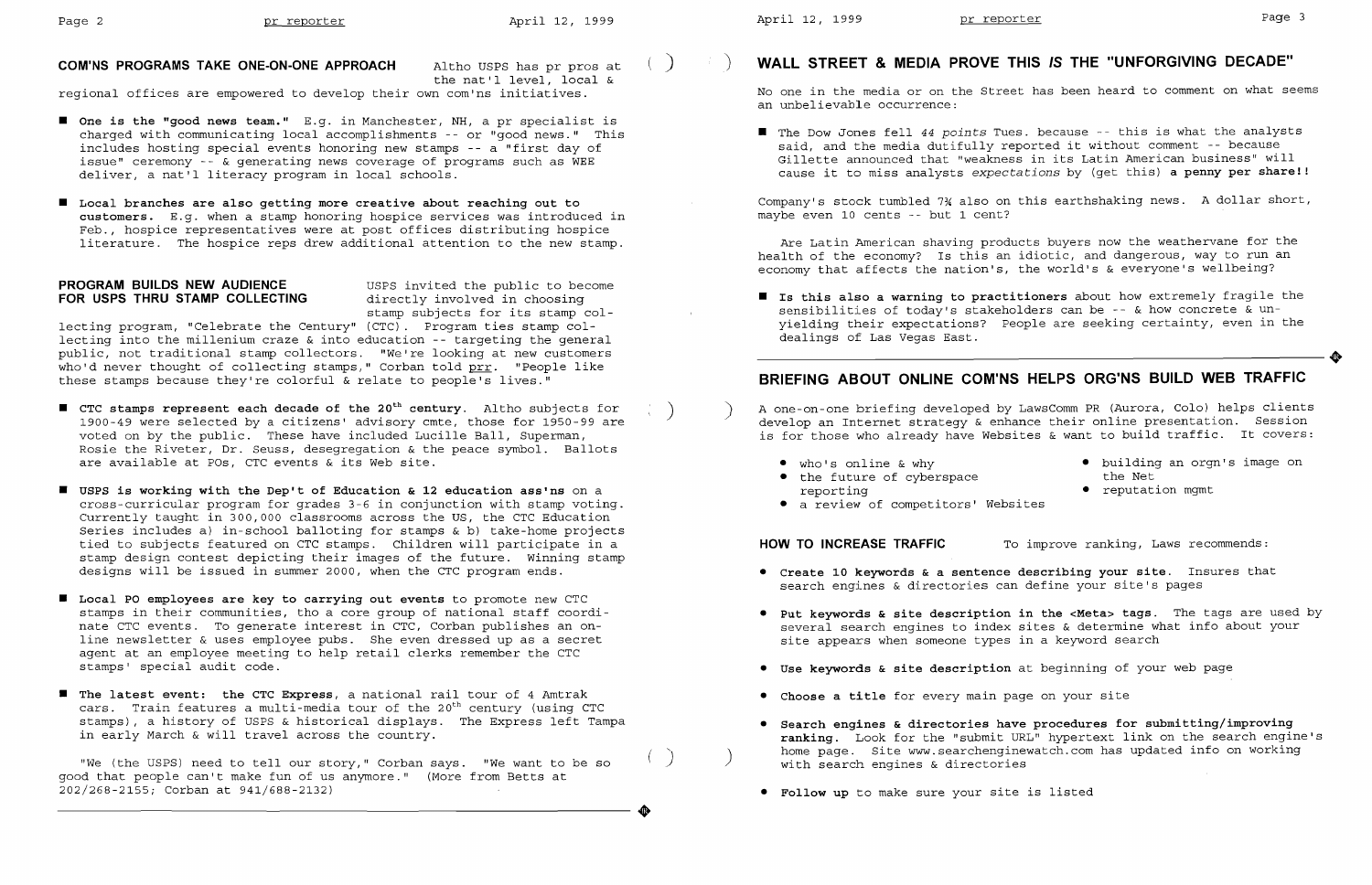## COM'NS PROGRAMS TAKE ONE-ON-ONE APPROACH

Altho USPS has pr pros at the nat'l level, local & regional offices are empowered to develop their own com'ns initiatives.

- **One is the "good news team."** E.g. in Manchester, NH, a pr specialist is charged with communicating local accomplishments -- or "good news." This includes hosting special events honoring new stamps -- a "first day of issue" ceremony -- & generating news coverage of programs such as WEE deliver, a nat'l literacy program in local schools.

- **Local branches are also getting more creative about reaching out to customers.** E.g. when a stamp honoring hospice services was introduced in Feb., hospice representatives were at post offices distributing hospice literature. The hospice reps drew additional attention to the new stamp.

## PROGRAM BUILDS NEW AUDIENCE FOR USPS THRU STAMP COLLECTING

USPS invited the public to become directly involved in choosing stamp subjects for its stamp collecting program, "Celebrate the Century" (CTC). Program ties stamp collecting into the millenium craze & into education -- targeting the general public, not traditional stamp collectors. "We're looking at new customers who'd never thought of collecting stamps," Corban told prr. "People like these stamps because they're colorful & relate to people's lives."

- **CTC stamps represent each decade of the 20th century.** Altho subjects for 1900-49 were selected by a citizens' advisory cmte, those for 1950-99 are voted on by the public. These have included Lucille Ball, Superman, Rosie the Riveter, Dr. Seuss, desegregation & the peace symbol. Ballots are available at POs, CTC events & its Web site.

- **USPS is working with the Dep't of Education & 12 education ass'ns** on a cross-curricular program for grades 3-6 in conjunction with stamp voting. Currently taught in 300,000 classrooms across the US, the CTC Education Series includes a) in-school balloting for stamps & b) take-home projects tied to subjects featured on CTC stamps. Children will participate in a stamp design contest depicting their images of the future. Winning stamp designs will be issued in summer 2000, when the CTC program ends.

- **Local PO employees are key to carrying out events** to promote new CTC stamps in their communities, tho a core group of national staff coordinate CTC events. To generate interest in CTC, Corban publishes an online newsletter & uses employee pubs. She even dressed up as a secret agent at an employee meeting to help retail clerks remember the CTC stamps' special audit code.

- **The latest event: the CTC Express,** a national rail tour of 4 Amtrak cars. Train features a multi-media tour of the 20th century (using CTC stamps), a history of USPS & historical displays. The Express left Tampa in early March & will travel across the country.

"We (the USPS) need to tell our story," Corban says. "We want to be so good that people can't make fun of us anymore." (More from Betts at 202/268-2155; Corban at 941/688-2132)

## WALL STREET & MEDIA PROVE THIS *IS* THE "UNFORGIVING DECADE"

No one in the media or on the Street has been heard to comment on what seems an unbelievable occurrence:

- The Dow Jones fell *44 points* Tues. because -- this is what the analysts said, and the media dutifully reported it without comment -- because Gillette announced that "weakness in its Latin American business" will cause it to miss analysts *expectations* by (get this) **a penny per share!!**

Company's stock tumbled 7¾ also on this earthshaking news. A dollar short, maybe even 10 cents -- but 1 cent?

Are Latin American shaving products buyers now the weathervane for the health of the economy? Is this an idiotic, and dangerous, way to run an economy that affects the nation's, the world's & everyone's wellbeing?

- **Is this also a warning to practitioners** about how extremely fragile the sensibilities of today's stakeholders can be -- & how concrete & unyielding their expectations? People are seeking certainty, even in the dealings of Las Vegas East.

## BRIEFING ABOUT ONLINE COM'NS HELPS ORG'NS BUILD WEB TRAFFIC

A one-on-one briefing developed by LawsComm PR (Aurora, Colo) helps clients develop an Internet strategy & enhance their online presentation. Session is for those who already have Websites & want to build traffic. It covers:

- who's online & why
- the future of cyberspace reporting
- a review of competitors' Websites
- building an orgn's image on the Net
- reputation mgmt

### HOW TO INCREASE TRAFFIC

To improve ranking, Laws recommends:

- **Create 10 keywords & a sentence describing your site.** Insures that search engines & directories can define your site's pages

- **Put keywords & site description in the <Meta> tags.** The tags are used by several search engines to index sites & determine what info about your site appears when someone types in a keyword search

- **Use keywords & site description** at beginning of your web page

- **Choose a title** for every main page on your site

- **Search engines & directories have procedures for submitting/improving ranking.** Look for the "submit URL" hypertext link on the search engine's home page. Site www.searchenginewatch.com has updated info on working with search engines & directories

- **Follow up** to make sure your site is listed